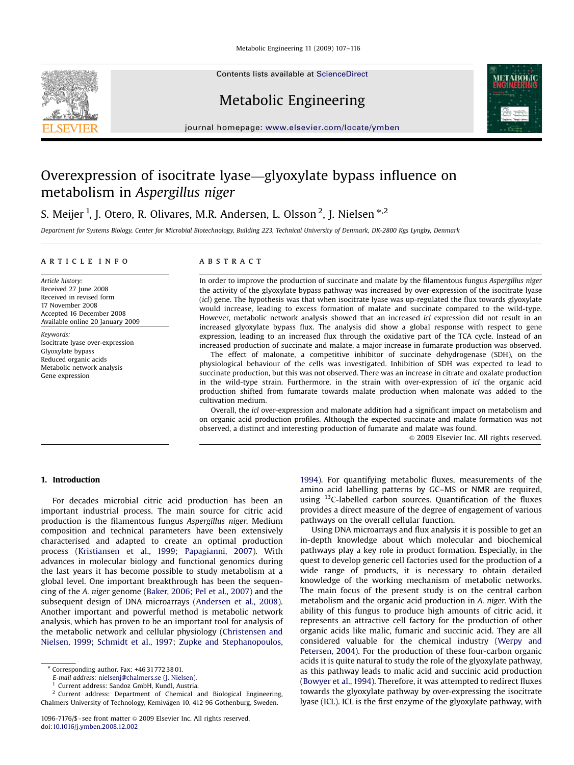# Overexpression of isocitrate lyase—glyoxylate bypass influence on metabolism in *Aspergillus niger*

S. Meijer [1], J. Otero, R. Olivares, M.R. Andersen, L. Olsson [2], J. Nielsen *[,2]

*Department for Systems Biology, Center for Microbial Biotechnology, Building 223, Technical University of Denmark, DK-2800 Kgs Lyngby, Denmark*

## ARTICLE INFO

*Article history:*
Received 27 June 2008
Received in revised form
17 November 2008
Accepted 16 December 2008
Available online 20 January 2009

*Keywords:*
Isocitrate lyase over-expression
Glyoxylate bypass
Reduced organic acids
Metabolic network analysis
Gene expression

## ABSTRACT

In order to improve the production of succinate and malate by the filamentous fungus *Aspergillus niger* the activity of the glyoxylate bypass pathway was increased by over-expression of the isocitrate lyase (*icl*) gene. The hypothesis was that when isocitrate lyase was up-regulated the flux towards glyoxylate would increase, leading to excess formation of malate and succinate compared to the wild-type. However, metabolic network analysis showed that an increased *icl* expression did not result in an increased glyoxylate bypass flux. The analysis did show a global response with respect to gene expression, leading to an increased flux through the oxidative part of the TCA cycle. Instead of an increased production of succinate and malate, a major increase in fumarate production was observed.

The effect of malonate, a competitive inhibitor of succinate dehydrogenase (SDH), on the physiological behaviour of the cells was investigated. Inhibition of SDH was expected to lead to succinate production, but this was not observed. There was an increase in citrate and oxalate production in the wild-type strain. Furthermore, in the strain with over-expression of *icl* the organic acid production shifted from fumarate towards malate production when malonate was added to the cultivation medium.

Overall, the *icl* over-expression and malonate addition had a significant impact on metabolism and on organic acid production profiles. Although the expected succinate and malate formation was not observed, a distinct and interesting production of fumarate and malate was found.

© 2009 Elsevier Inc. All rights reserved.

## 1. Introduction

For decades microbial citric acid production has been an important industrial process. The main source for citric acid production is the filamentous fungus *Aspergillus niger*. Medium composition and technical parameters have been extensively characterised and adapted to create an optimal production process (Kristiansen et al., 1999; Papagianni, 2007). With advances in molecular biology and functional genomics during the last years it has become possible to study metabolism at a global level. One important breakthrough has been the sequencing of the *A. niger* genome (Baker, 2006; Pel et al., 2007) and the subsequent design of DNA microarrays (Andersen et al., 2008). Another important and powerful method is metabolic network analysis, which has proven to be an important tool for analysis of the metabolic network and cellular physiology (Christensen and Nielsen, 1999; Schmidt et al., 1997; Zupke and Stephanopoulos, 1994). For quantifying metabolic fluxes, measurements of the amino acid labelling patterns by GC–MS or NMR are required, using $^{13}C$-labelled carbon sources. Quantification of the fluxes provides a direct measure of the degree of engagement of various pathways on the overall cellular function.

Using DNA microarrays and flux analysis it is possible to get an in-depth knowledge about which molecular and biochemical pathways play a key role in product formation. Especially, in the quest to develop generic cell factories used for the production of a wide range of products, it is necessary to obtain detailed knowledge of the working mechanism of metabolic networks. The main focus of the present study is on the central carbon metabolism and the organic acid production in *A. niger*. With the ability of this fungus to produce high amounts of citric acid, it represents an attractive cell factory for the production of other organic acids like malic, fumaric and succinic acid. They are all considered valuable for the chemical industry (Werpy and Petersen, 2004). For the production of these four-carbon organic acids it is quite natural to study the role of the glyoxylate pathway, as this pathway leads to malic acid and succinic acid production (Bowyer et al., 1994). Therefore, it was attempted to redirect fluxes towards the glyoxylate pathway by over-expressing the isocitrate lyase (ICL). ICL is the first enzyme of the glyoxylate pathway, with

\* Corresponding author. Fax: +46 31 772 38 01.
*E-mail address:* nielsenj@chalmers.se (J. Nielsen).
[1] Current address: Sandoz GmbH, Kundl, Austria.
[2] Current address: Department of Chemical and Biological Engineering, Chalmers University of Technology, Kemivägen 10, 412 96 Gothenburg, Sweden.

1096-7176/$ - see front matter © 2009 Elsevier Inc. All rights reserved.
doi:10.1016/j.ymben.2008.12.002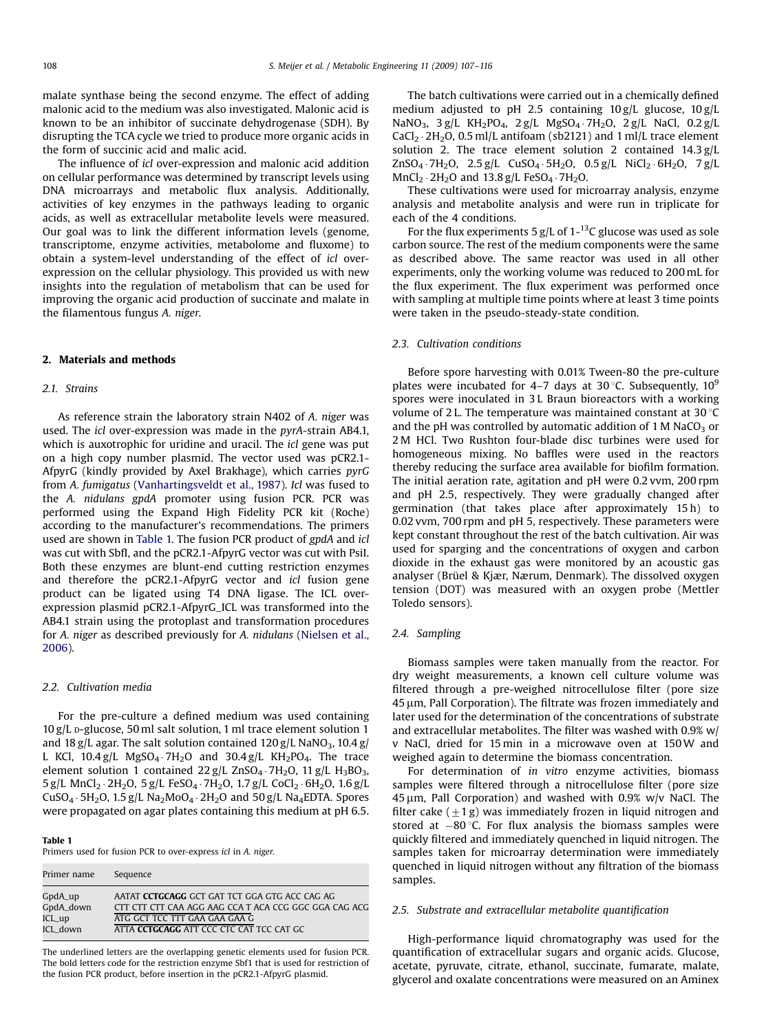malate synthase being the second enzyme. The effect of adding malonic acid to the medium was also investigated. Malonic acid is known to be an inhibitor of succinate dehydrogenase (SDH). By disrupting the TCA cycle we tried to produce more organic acids in the form of succinic acid and malic acid.

The influence of *icl* over-expression and malonic acid addition on cellular performance was determined by transcript levels using DNA microarrays and metabolic flux analysis. Additionally, activities of key enzymes in the pathways leading to organic acids, as well as extracellular metabolite levels were measured. Our goal was to link the different information levels (genome, transcriptome, enzyme activities, metabolome and fluxome) to obtain a system-level understanding of the effect of *icl* over-expression on the cellular physiology. This provided us with new insights into the regulation of metabolism that can be used for improving the organic acid production of succinate and malate in the filamentous fungus *A. niger*.

## 2. Materials and methods

### 2.1. Strains

As reference strain the laboratory strain N402 of *A. niger* was used. The *icl* over-expression was made in the *pyrA*-strain AB4.1, which is auxotrophic for uridine and uracil. The *icl* gene was put on a high copy number plasmid. The vector used was pCR2.1-AfpyrG (kindly provided by Axel Brakhage), which carries *pyrG* from *A. fumigatus* (Vanhartingsveldt et al., 1987). *Icl* was fused to the *A. nidulans gpdA* promoter using fusion PCR. PCR was performed using the Expand High Fidelity PCR kit (Roche) according to the manufacturer's recommendations. The primers used are shown in Table 1. The fusion PCR product of *gpdA* and *icl* was cut with SbfI, and the pCR2.1-AfpyrG vector was cut with PsiI. Both these enzymes are blunt-end cutting restriction enzymes and therefore the pCR2.1-AfpyrG vector and *icl* fusion gene product can be ligated using T4 DNA ligase. The ICL over-expression plasmid pCR2.1-AfpyrG_ICL was transformed into the AB4.1 strain using the protoplast and transformation procedures for *A. niger* as described previously for *A. nidulans* (Nielsen et al., 2006).

### 2.2. Cultivation media

For the pre-culture a defined medium was used containing 10 g/L D-glucose, 50 ml salt solution, 1 ml trace element solution 1 and 18 g/L agar. The salt solution contained 120 g/L $NaNO_3$, 10.4 g/L KCl, 10.4 g/L $MgSO_4 \cdot 7H_2O$ and 30.4 g/L $KH_2PO_4$. The trace element solution 1 contained 22 g/L $ZnSO_4 \cdot 7H_2O$, 11 g/L $H_3BO_3$, 5 g/L $MnCl_2 \cdot 2H_2O$, 5 g/L $FeSO_4 \cdot 7H_2O$, 1.7 g/L $CoCl_2 \cdot 6H_2O$, 1.6 g/L $CuSO_4 \cdot 5H_2O$, 1.5 g/L $Na_2MoO_4 \cdot 2H_2O$ and 50 g/L $Na_4$EDTA. Spores were propagated on agar plates containing this medium at pH 6.5.

**Table 1**
Primers used for fusion PCR to over-express *icl* in *A. niger*.

| Primer name | Sequence |
|---|---|
| GpdA_up | AATAT **CCTGCAGG** GCT GAT TCT GGA GTG ACC CAG AG |
| GpdA_down | CTT CTT CTT CAA AGG AAG CCA T ACA CCG GGC GGA CAG ACG |
| ICL_up | ATG GCT TCC TTT GAA GAA GAA G |
| ICL_down | ATTA **CCTGCAGG** ATT CCC CTC CAT TCC CAT GC |

The underlined letters are the overlapping genetic elements used for fusion PCR. The bold letters code for the restriction enzyme Sbf1 that is used for restriction of the fusion PCR product, before insertion in the pCR2.1-AfpyrG plasmid.

The batch cultivations were carried out in a chemically defined medium adjusted to pH 2.5 containing 10 g/L glucose, 10 g/L $NaNO_3$, 3 g/L $KH_2PO_4$, 2 g/L $MgSO_4 \cdot 7H_2O$, 2 g/L NaCl, 0.2 g/L $CaCl_2 \cdot 2H_2O$, 0.5 ml/L antifoam (sb2121) and 1 ml/L trace element solution 2. The trace element solution 2 contained 14.3 g/L $ZnSO_4 \cdot 7H_2O$, 2.5 g/L $CuSO_4 \cdot 5H_2O$, 0.5 g/L $NiCl_2 \cdot 6H_2O$, 7 g/L $MnCl_2 \cdot 2H_2O$ and 13.8 g/L $FeSO_4 \cdot 7H_2O$.

These cultivations were used for microarray analysis, enzyme analysis and metabolite analysis and were run in triplicate for each of the 4 conditions.

For the flux experiments 5 g/L of 1-$^{13}$C glucose was used as sole carbon source. The rest of the medium components were the same as described above. The same reactor was used in all other experiments, only the working volume was reduced to 200 mL for the flux experiment. The flux experiment was performed once with sampling at multiple time points where at least 3 time points were taken in the pseudo-steady-state condition.

### 2.3. Cultivation conditions

Before spore harvesting with 0.01% Tween-80 the pre-culture plates were incubated for 4–7 days at 30 °C. Subsequently, $10^9$ spores were inoculated in 3 L Braun bioreactors with a working volume of 2 L. The temperature was maintained constant at 30 °C and the pH was controlled by automatic addition of 1 M $NaCO_3$ or 2 M HCl. Two Rushton four-blade disc turbines were used for homogeneous mixing. No baffles were used in the reactors thereby reducing the surface area available for biofilm formation. The initial aeration rate, agitation and pH were 0.2 vvm, 200 rpm and pH 2.5, respectively. They were gradually changed after germination (that takes place after approximately 15 h) to 0.02 vvm, 700 rpm and pH 5, respectively. These parameters were kept constant throughout the rest of the batch cultivation. Air was used for sparging and the concentrations of oxygen and carbon dioxide in the exhaust gas were monitored by an acoustic gas analyser (Brüel & Kjær, Nærum, Denmark). The dissolved oxygen tension (DOT) was measured with an oxygen probe (Mettler Toledo sensors).

### 2.4. Sampling

Biomass samples were taken manually from the reactor. For dry weight measurements, a known cell culture volume was filtered through a pre-weighed nitrocellulose filter (pore size 45 μm, Pall Corporation). The filtrate was frozen immediately and later used for the determination of the concentrations of substrate and extracellular metabolites. The filter was washed with 0.9% w/v NaCl, dried for 15 min in a microwave oven at 150 W and weighed again to determine the biomass concentration.

For determination of *in vitro* enzyme activities, biomass samples were filtered through a nitrocellulose filter (pore size 45 μm, Pall Corporation) and washed with 0.9% w/v NaCl. The filter cake (±1 g) was immediately frozen in liquid nitrogen and stored at −80 °C. For flux analysis the biomass samples were quickly filtered and immediately quenched in liquid nitrogen. The samples taken for microarray determination were immediately quenched in liquid nitrogen without any filtration of the biomass samples.

### 2.5. Substrate and extracellular metabolite quantification

High-performance liquid chromatography was used for the quantification of extracellular sugars and organic acids. Glucose, acetate, pyruvate, citrate, ethanol, succinate, fumarate, malate, glycerol and oxalate concentrations were measured on an Aminex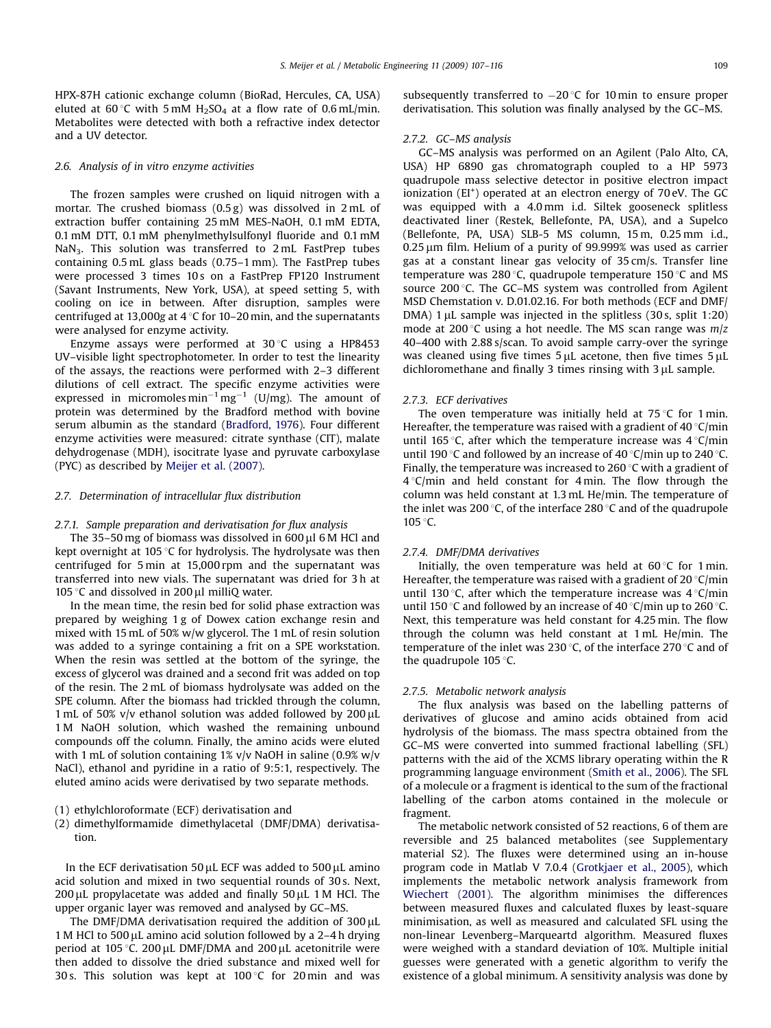HPX-87H cationic exchange column (BioRad, Hercules, CA, USA) eluted at 60 °C with 5 mM $H_2SO_4$ at a flow rate of 0.6 mL/min. Metabolites were detected with both a refractive index detector and a UV detector.

### 2.6. Analysis of in vitro enzyme activities

The frozen samples were crushed on liquid nitrogen with a mortar. The crushed biomass (0.5 g) was dissolved in 2 mL of extraction buffer containing 25 mM MES-NaOH, 0.1 mM EDTA, 0.1 mM DTT, 0.1 mM phenylmethylsulfonyl fluoride and 0.1 mM $NaN_3$. This solution was transferred to 2 mL FastPrep tubes containing 0.5 mL glass beads (0.75–1 mm). The FastPrep tubes were processed 3 times 10 s on a FastPrep FP120 Instrument (Savant Instruments, New York, USA), at speed setting 5, with cooling on ice in between. After disruption, samples were centrifuged at 13,000*g* at 4 °C for 10–20 min, and the supernatants were analysed for enzyme activity.

Enzyme assays were performed at 30 °C using a HP8453 UV–visible light spectrophotometer. In order to test the linearity of the assays, the reactions were performed with 2–3 different dilutions of cell extract. The specific enzyme activities were expressed in micromoles $min^{-1}$ $mg^{-1}$ (U/mg). The amount of protein was determined by the Bradford method with bovine serum albumin as the standard (Bradford, 1976). Four different enzyme activities were measured: citrate synthase (CIT), malate dehydrogenase (MDH), isocitrate lyase and pyruvate carboxylase (PYC) as described by Meijer et al. (2007).

### 2.7. Determination of intracellular flux distribution

#### 2.7.1. Sample preparation and derivatisation for flux analysis

The 35–50 mg of biomass was dissolved in 600 μl 6 M HCl and kept overnight at 105 °C for hydrolysis. The hydrolysate was then centrifuged for 5 min at 15,000 rpm and the supernatant was transferred into new vials. The supernatant was dried for 3 h at 105 °C and dissolved in 200 μl milliQ water.

In the mean time, the resin bed for solid phase extraction was prepared by weighing 1 g of Dowex cation exchange resin and mixed with 15 mL of 50% w/w glycerol. The 1 mL of resin solution was added to a syringe containing a frit on a SPE workstation. When the resin was settled at the bottom of the syringe, the excess of glycerol was drained and a second frit was added on top of the resin. The 2 mL of biomass hydrolysate was added on the SPE column. After the biomass had trickled through the column, 1 mL of 50% v/v ethanol solution was added followed by 200 μL 1 M NaOH solution, which washed the remaining unbound compounds off the column. Finally, the amino acids were eluted with 1 mL of solution containing 1% v/v NaOH in saline (0.9% w/v NaCl), ethanol and pyridine in a ratio of 9:5:1, respectively. The eluted amino acids were derivatised by two separate methods.

(1) ethylchloroformate (ECF) derivatisation and
(2) dimethylformamide dimethylacetal (DMF/DMA) derivatisation.

In the ECF derivatisation 50 μL ECF was added to 500 μL amino acid solution and mixed in two sequential rounds of 30 s. Next, 200 μL propylacetate was added and finally 50 μL 1 M HCl. The upper organic layer was removed and analysed by GC–MS.

The DMF/DMA derivatisation required the addition of 300 μL 1 M HCl to 500 μL amino acid solution followed by a 2–4 h drying period at 105 °C. 200 μL DMF/DMA and 200 μL acetonitrile were then added to dissolve the dried substance and mixed well for 30 s. This solution was kept at 100 °C for 20 min and was subsequently transferred to −20 °C for 10 min to ensure proper derivatisation. This solution was finally analysed by the GC–MS.

#### 2.7.2. GC–MS analysis

GC–MS analysis was performed on an Agilent (Palo Alto, CA, USA) HP 6890 gas chromatograph coupled to a HP 5973 quadrupole mass selective detector in positive electron impact ionization ($EI^+$) operated at an electron energy of 70 eV. The GC was equipped with a 4.0 mm i.d. Siltek gooseneck splitless deactivated liner (Restek, Bellefonte, PA, USA), and a Supelco (Bellefonte, PA, USA) SLB-5 MS column, 15 m, 0.25 mm i.d., 0.25 μm film. Helium of a purity of 99.999% was used as carrier gas at a constant linear gas velocity of 35 cm/s. Transfer line temperature was 280 °C, quadrupole temperature 150 °C and MS source 200 °C. The GC–MS system was controlled from Agilent MSD Chemstation v. D.01.02.16. For both methods (ECF and DMF/DMA) 1 μL sample was injected in the splitless (30 s, split 1:20) mode at 200 °C using a hot needle. The MS scan range was *m/z* 40–400 with 2.88 s/scan. To avoid sample carry-over the syringe was cleaned using five times 5 μL acetone, then five times 5 μL dichloromethane and finally 3 times rinsing with 3 μL sample.

#### 2.7.3. ECF derivatives

The oven temperature was initially held at 75 °C for 1 min. Hereafter, the temperature was raised with a gradient of 40 °C/min until 165 °C, after which the temperature increase was 4 °C/min until 190 °C and followed by an increase of 40 °C/min up to 240 °C. Finally, the temperature was increased to 260 °C with a gradient of 4 °C/min and held constant for 4 min. The flow through the column was held constant at 1.3 mL He/min. The temperature of the inlet was 200 °C, of the interface 280 °C and of the quadrupole 105 °C.

#### 2.7.4. DMF/DMA derivatives

Initially, the oven temperature was held at 60 °C for 1 min. Hereafter, the temperature was raised with a gradient of 20 °C/min until 130 °C, after which the temperature increase was 4 °C/min until 150 °C and followed by an increase of 40 °C/min up to 260 °C. Next, this temperature was held constant for 4.25 min. The flow through the column was held constant at 1 mL He/min. The temperature of the inlet was 230 °C, of the interface 270 °C and of the quadrupole 105 °C.

#### 2.7.5. Metabolic network analysis

The flux analysis was based on the labelling patterns of derivatives of glucose and amino acids obtained from acid hydrolysis of the biomass. The mass spectra obtained from the GC–MS were converted into summed fractional labelling (SFL) patterns with the aid of the XCMS library operating within the R programming language environment (Smith et al., 2006). The SFL of a molecule or a fragment is identical to the sum of the fractional labelling of the carbon atoms contained in the molecule or fragment.

The metabolic network consisted of 52 reactions, 6 of them are reversible and 25 balanced metabolites (see Supplementary material S2). The fluxes were determined using an in-house program code in Matlab V 7.0.4 (Grotkjaer et al., 2005), which implements the metabolic network analysis framework from Wiechert (2001). The algorithm minimises the differences between measured fluxes and calculated fluxes by least-square minimisation, as well as measured and calculated SFL using the non-linear Levenberg–Marqueartd algorithm. Measured fluxes were weighed with a standard deviation of 10%. Multiple initial guesses were generated with a genetic algorithm to verify the existence of a global minimum. A sensitivity analysis was done by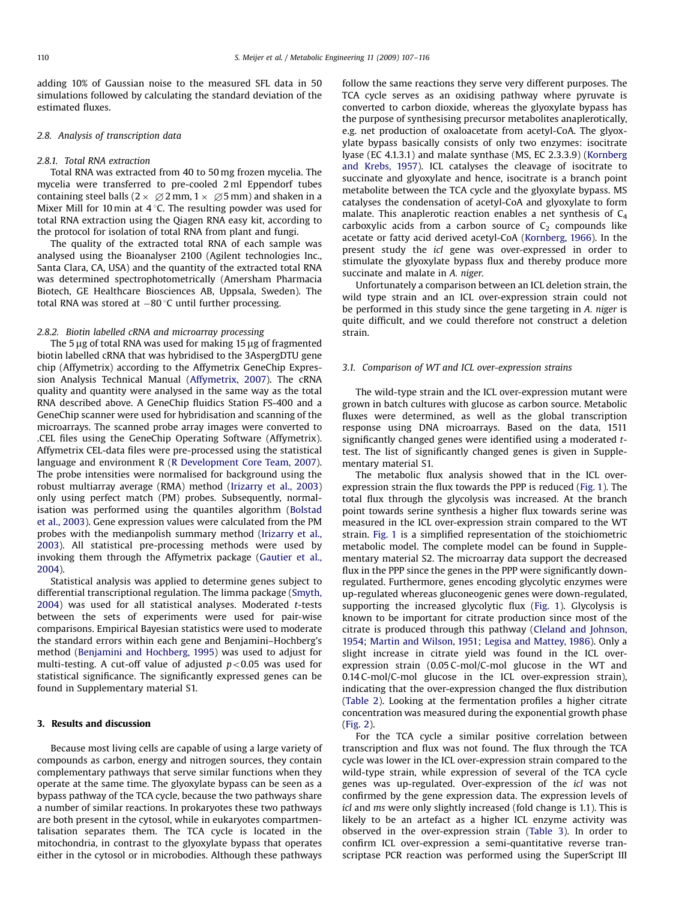adding 10% of Gaussian noise to the measured SFL data in 50 simulations followed by calculating the standard deviation of the estimated fluxes.

### 2.8. Analysis of transcription data

#### 2.8.1. Total RNA extraction

Total RNA was extracted from 40 to 50 mg frozen mycelia. The mycelia were transferred to pre-cooled 2 ml Eppendorf tubes containing steel balls (2 × ∅2 mm, 1 × ∅5 mm) and shaken in a Mixer Mill for 10 min at 4 °C. The resulting powder was used for total RNA extraction using the Qiagen RNA easy kit, according to the protocol for isolation of total RNA from plant and fungi.

The quality of the extracted total RNA of each sample was analysed using the Bioanalyser 2100 (Agilent technologies Inc., Santa Clara, CA, USA) and the quantity of the extracted total RNA was determined spectrophotometrically (Amersham Pharmacia Biotech, GE Healthcare Biosciences AB, Uppsala, Sweden). The total RNA was stored at −80 °C until further processing.

#### 2.8.2. Biotin labelled cRNA and microarray processing

The 5 μg of total RNA was used for making 15 μg of fragmented biotin labelled cRNA that was hybridised to the 3AspergDTU gene chip (Affymetrix) according to the Affymetrix GeneChip Expression Analysis Technical Manual (Affymetrix, 2007). The cRNA quality and quantity were analysed in the same way as the total RNA described above. A GeneChip fluidics Station FS-400 and a GeneChip scanner were used for hybridisation and scanning of the microarrays. The scanned probe array images were converted to .CEL files using the GeneChip Operating Software (Affymetrix). Affymetrix CEL-data files were pre-processed using the statistical language and environment R (R Development Core Team, 2007). The probe intensities were normalised for background using the robust multiarray average (RMA) method (Irizarry et al., 2003) only using perfect match (PM) probes. Subsequently, normalisation was performed using the quantiles algorithm (Bolstad et al., 2003). Gene expression values were calculated from the PM probes with the medianpolish summary method (Irizarry et al., 2003). All statistical pre-processing methods were used by invoking them through the Affymetrix package (Gautier et al., 2004).

Statistical analysis was applied to determine genes subject to differential transcriptional regulation. The limma package (Smyth, 2004) was used for all statistical analyses. Moderated *t*-tests between the sets of experiments were used for pair-wise comparisons. Empirical Bayesian statistics were used to moderate the standard errors within each gene and Benjamini–Hochberg's method (Benjamini and Hochberg, 1995) was used to adjust for multi-testing. A cut-off value of adjusted $p<0.05$ was used for statistical significance. The significantly expressed genes can be found in Supplementary material S1.

## 3. Results and discussion

Because most living cells are capable of using a large variety of compounds as carbon, energy and nitrogen sources, they contain complementary pathways that serve similar functions when they operate at the same time. The glyoxylate bypass can be seen as a bypass pathway of the TCA cycle, because the two pathways share a number of similar reactions. In prokaryotes these two pathways are both present in the cytosol, while in eukaryotes compartmentalisation separates them. The TCA cycle is located in the mitochondria, in contrast to the glyoxylate bypass that operates either in the cytosol or in microbodies. Although these pathways follow the same reactions they serve very different purposes. The TCA cycle serves as an oxidising pathway where pyruvate is converted to carbon dioxide, whereas the glyoxylate bypass has the purpose of synthesising precursor metabolites anaplerotically, e.g. net production of oxaloacetate from acetyl-CoA. The glyoxylate bypass basically consists of only two enzymes: isocitrate lyase (EC 4.1.3.1) and malate synthase (MS, EC 2.3.3.9) (Kornberg and Krebs, 1957). ICL catalyses the cleavage of isocitrate to succinate and glyoxylate and hence, isocitrate is a branch point metabolite between the TCA cycle and the glyoxylate bypass. MS catalyses the condensation of acetyl-CoA and glyoxylate to form malate. This anaplerotic reaction enables a net synthesis of $C_4$ carboxylic acids from a carbon source of $C_2$ compounds like acetate or fatty acid derived acetyl-CoA (Kornberg, 1966). In the present study the *icl* gene was over-expressed in order to stimulate the glyoxylate bypass flux and thereby produce more succinate and malate in *A. niger*.

Unfortunately a comparison between an ICL deletion strain, the wild type strain and an ICL over-expression strain could not be performed in this study since the gene targeting in *A. niger* is quite difficult, and we could therefore not construct a deletion strain.

### 3.1. Comparison of WT and ICL over-expression strains

The wild-type strain and the ICL over-expression mutant were grown in batch cultures with glucose as carbon source. Metabolic fluxes were determined, as well as the global transcription response using DNA microarrays. Based on the data, 1511 significantly changed genes were identified using a moderated *t*-test. The list of significantly changed genes is given in Supplementary material S1.

The metabolic flux analysis showed that in the ICL over-expression strain the flux towards the PPP is reduced (Fig. 1). The total flux through the glycolysis was increased. At the branch point towards serine synthesis a higher flux towards serine was measured in the ICL over-expression strain compared to the WT strain. Fig. 1 is a simplified representation of the stoichiometric metabolic model. The complete model can be found in Supplementary material S2. The microarray data support the decreased flux in the PPP since the genes in the PPP were significantly down-regulated. Furthermore, genes encoding glycolytic enzymes were up-regulated whereas gluconeogenic genes were down-regulated, supporting the increased glycolytic flux (Fig. 1). Glycolysis is known to be important for citrate production since most of the citrate is produced through this pathway (Cleland and Johnson, 1954; Martin and Wilson, 1951; Legisa and Mattey, 1986). Only a slight increase in citrate yield was found in the ICL over-expression strain (0.05 C-mol/C-mol glucose in the WT and 0.14 C-mol/C-mol glucose in the ICL over-expression strain), indicating that the over-expression changed the flux distribution (Table 2). Looking at the fermentation profiles a higher citrate concentration was measured during the exponential growth phase (Fig. 2).

For the TCA cycle a similar positive correlation between transcription and flux was not found. The flux through the TCA cycle was lower in the ICL over-expression strain compared to the wild-type strain, while expression of several of the TCA cycle genes was up-regulated. Over-expression of the *icl* was not confirmed by the gene expression data. The expression levels of *icl* and *ms* were only slightly increased (fold change is 1.1). This is likely to be an artefact as a higher ICL enzyme activity was observed in the over-expression strain (Table 3). In order to confirm ICL over-expression a semi-quantitative reverse transcriptase PCR reaction was performed using the SuperScript III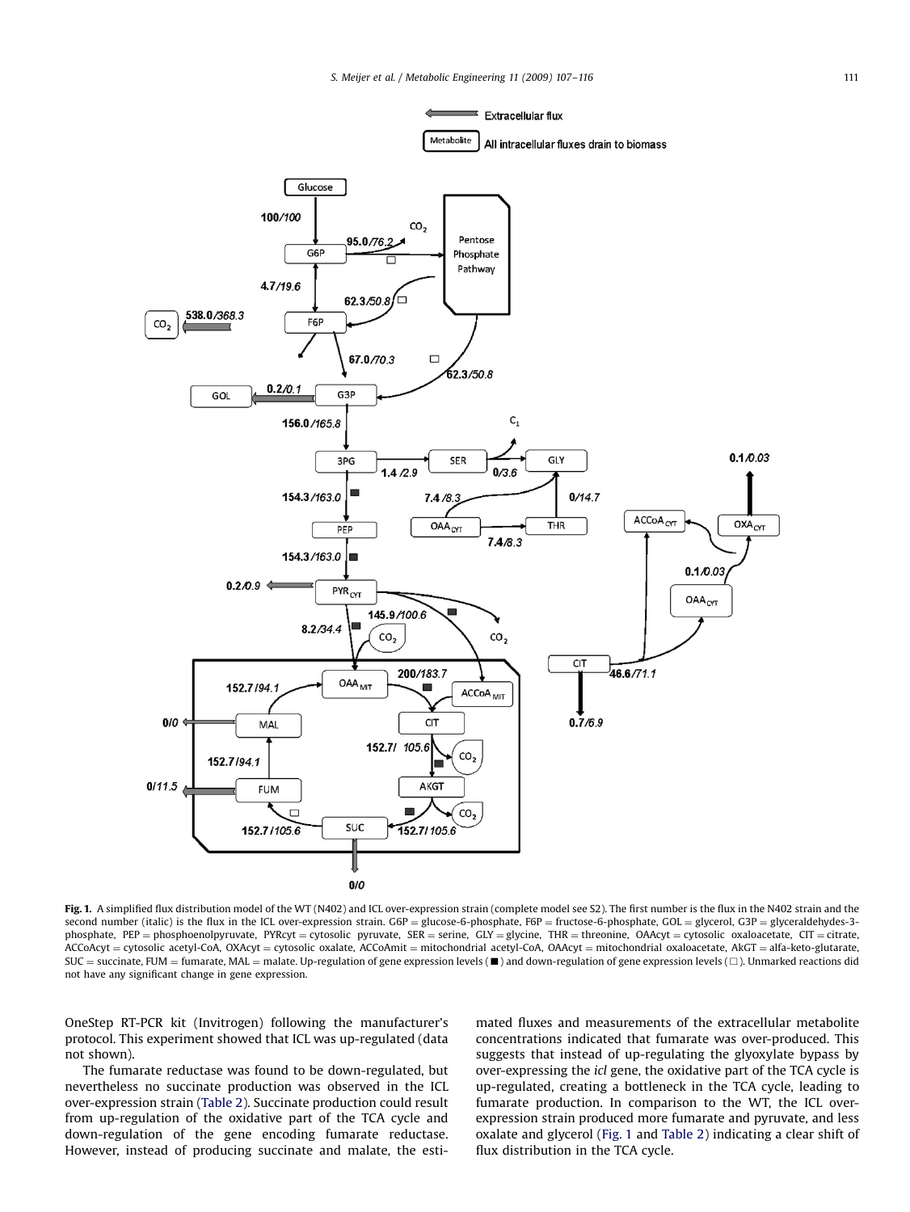**Fig. 1.** A simplified flux distribution model of the WT (N402) and ICL over-expression strain (complete model see S2). The first number is the flux in the N402 strain and the second number (italic) is the flux in the ICL over-expression strain. G6P = glucose-6-phosphate, F6P = fructose-6-phosphate, GOL = glycerol, G3P = glyceraldehydes-3-phosphate, PEP = phosphoenolpyruvate, PYRcyt = cytosolic pyruvate, SER = serine, GLY = glycine, THR = threonine, OAAcyt = cytosolic oxaloacetate, CIT = citrate, ACCoAcyt = cytosolic acetyl-CoA, OXAcyt = cytosolic oxalate, ACCoAmit = mitochondrial acetyl-CoA, OAAcyt = mitochondrial oxaloacetate, AkGT = alfa-keto-glutarate, SUC = succinate, FUM = fumarate, MAL = malate. Up-regulation of gene expression levels (■) and down-regulation of gene expression levels (□). Unmarked reactions did not have any significant change in gene expression.

OneStep RT-PCR kit (Invitrogen) following the manufacturer's protocol. This experiment showed that ICL was up-regulated (data not shown).

The fumarate reductase was found to be down-regulated, but nevertheless no succinate production was observed in the ICL over-expression strain (Table 2). Succinate production could result from up-regulation of the oxidative part of the TCA cycle and down-regulation of the gene encoding fumarate reductase. However, instead of producing succinate and malate, the estimated fluxes and measurements of the extracellular metabolite concentrations indicated that fumarate was over-produced. This suggests that instead of up-regulating the glyoxylate bypass by over-expressing the *icl* gene, the oxidative part of the TCA cycle is up-regulated, creating a bottleneck in the TCA cycle, leading to fumarate production. In comparison to the WT, the ICL over-expression strain produced more fumarate and pyruvate, and less oxalate and glycerol (Fig. 1 and Table 2) indicating a clear shift of flux distribution in the TCA cycle.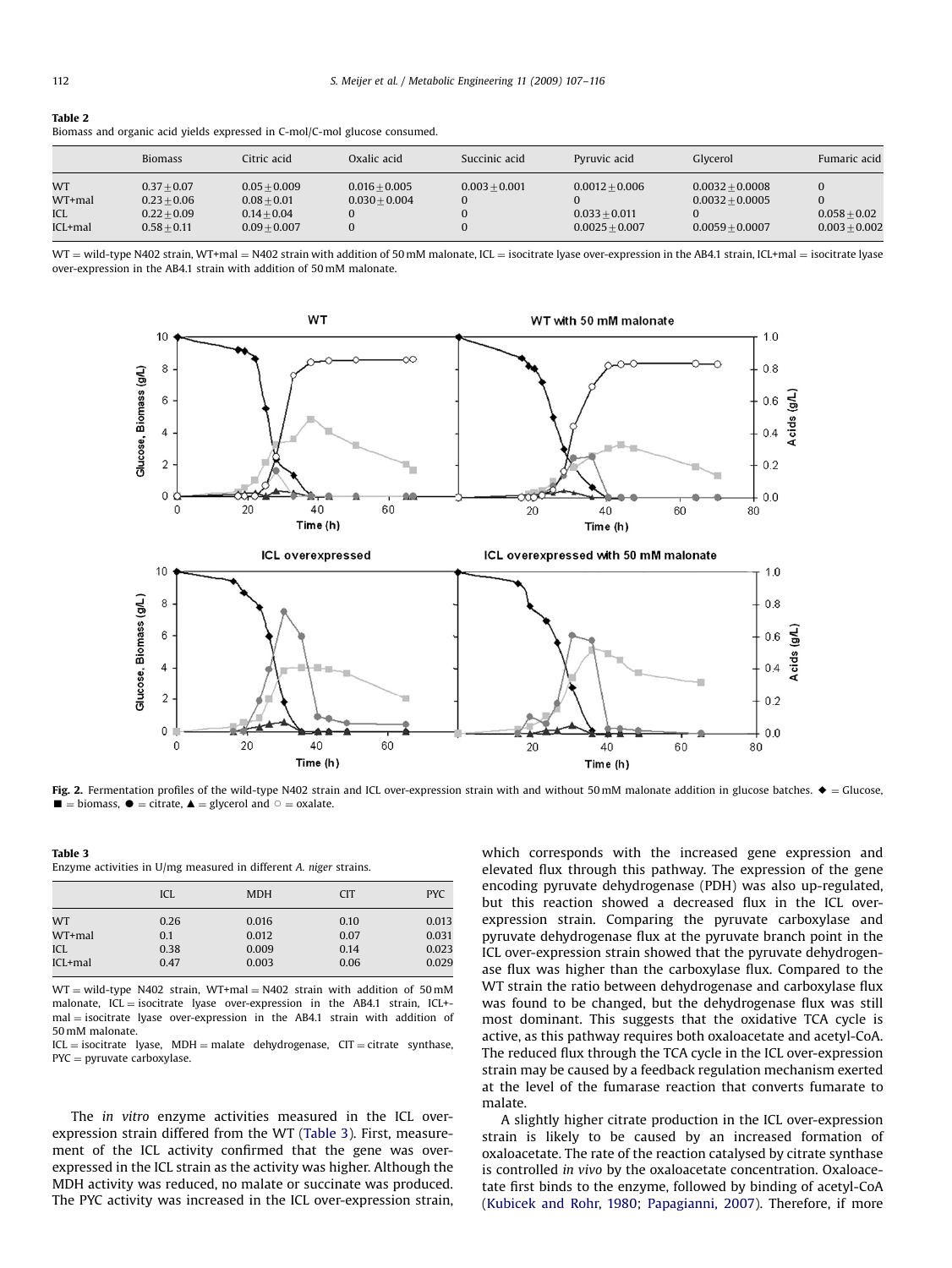**Table 2**
Biomass and organic acid yields expressed in C-mol/C-mol glucose consumed.

| | Biomass | Citric acid | Oxalic acid | Succinic acid | Pyruvic acid | Glycerol | Fumaric acid |
|---|---|---|---|---|---|---|---|
| WT | $0.37 \pm 0.07$ | $0.05 \pm 0.009$ | $0.016 \pm 0.005$ | $0.003 \pm 0.001$ | $0.0012 \pm 0.006$ | $0.0032 \pm 0.0008$ | 0 |
| WT+mal | $0.23 \pm 0.06$ | $0.08 \pm 0.01$ | $0.030 \pm 0.004$ | 0 | 0 | $0.0032 \pm 0.0005$ | 0 |
| ICL | $0.22 \pm 0.09$ | $0.14 \pm 0.04$ | 0 | 0 | $0.033 \pm 0.011$ | 0 | $0.058 \pm 0.02$ |
| ICL+mal | $0.58 \pm 0.11$ | $0.09 \pm 0.007$ | 0 | 0 | $0.0025 \pm 0.007$ | $0.0059 \pm 0.0007$ | $0.003 \pm 0.002$ |

WT = wild-type N402 strain, WT+mal = N402 strain with addition of 50 mM malonate, ICL = isocitrate lyase over-expression in the AB4.1 strain, ICL+mal = isocitrate lyase over-expression in the AB4.1 strain with addition of 50 mM malonate.

**Fig. 2.** Fermentation profiles of the wild-type N402 strain and ICL over-expression strain with and without 50 mM malonate addition in glucose batches. ◆ = Glucose, ■ = biomass, ● = citrate, ▲ = glycerol and ○ = oxalate.

**Table 3**
Enzyme activities in U/mg measured in different *A. niger* strains.

| | ICL | MDH | CIT | PYC |
|---|---|---|---|---|
| WT | 0.26 | 0.016 | 0.10 | 0.013 |
| WT+mal | 0.1 | 0.012 | 0.07 | 0.031 |
| ICL | 0.38 | 0.009 | 0.14 | 0.023 |
| ICL+mal | 0.47 | 0.003 | 0.06 | 0.029 |

WT = wild-type N402 strain, WT+mal = N402 strain with addition of 50 mM malonate, ICL = isocitrate lyase over-expression in the AB4.1 strain, ICL+mal = isocitrate lyase over-expression in the AB4.1 strain with addition of 50 mM malonate.
ICL = isocitrate lyase, MDH = malate dehydrogenase, CIT = citrate synthase, PYC = pyruvate carboxylase.

The *in vitro* enzyme activities measured in the ICL over-expression strain differed from the WT (Table 3). First, measurement of the ICL activity confirmed that the gene was over-expressed in the ICL strain as the activity was higher. Although the MDH activity was reduced, no malate or succinate was produced. The PYC activity was increased in the ICL over-expression strain, which corresponds with the increased gene expression and elevated flux through this pathway. The expression of the gene encoding pyruvate dehydrogenase (PDH) was also up-regulated, but this reaction showed a decreased flux in the ICL over-expression strain. Comparing the pyruvate carboxylase and pyruvate dehydrogenase flux at the pyruvate branch point in the ICL over-expression strain showed that the pyruvate dehydrogenase flux was higher than the carboxylase flux. Compared to the WT strain the ratio between dehydrogenase and carboxylase flux was found to be changed, but the dehydrogenase flux was still most dominant. This suggests that the oxidative TCA cycle is active, as this pathway requires both oxaloacetate and acetyl-CoA. The reduced flux through the TCA cycle in the ICL over-expression strain may be caused by a feedback regulation mechanism exerted at the level of the fumarase reaction that converts fumarate to malate.

A slightly higher citrate production in the ICL over-expression strain is likely to be caused by an increased formation of oxaloacetate. The rate of the reaction catalysed by citrate synthase is controlled *in vivo* by the oxaloacetate concentration. Oxaloacetate first binds to the enzyme, followed by binding of acetyl-CoA (Kubicek and Rohr, 1980; Papagianni, 2007). Therefore, if more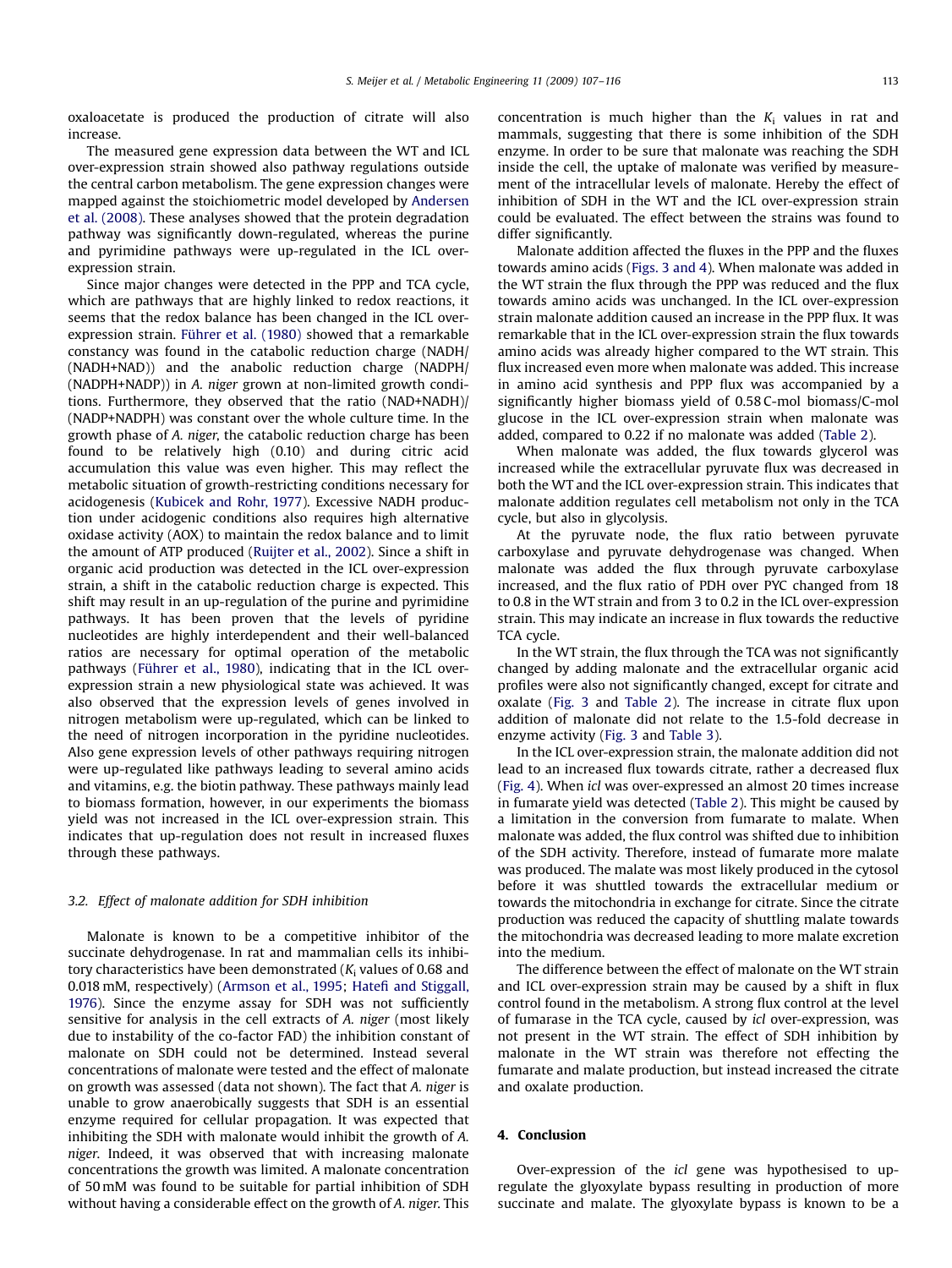oxaloacetate is produced the production of citrate will also increase.

The measured gene expression data between the WT and ICL over-expression strain showed also pathway regulations outside the central carbon metabolism. The gene expression changes were mapped against the stoichiometric model developed by Andersen et al. (2008). These analyses showed that the protein degradation pathway was significantly down-regulated, whereas the purine and pyrimidine pathways were up-regulated in the ICL over-expression strain.

Since major changes were detected in the PPP and TCA cycle, which are pathways that are highly linked to redox reactions, it seems that the redox balance has been changed in the ICL over-expression strain. Führer et al. (1980) showed that a remarkable constancy was found in the catabolic reduction charge (NADH/(NADH+NAD)) and the anabolic reduction charge (NADPH/(NADPH+NADP)) in *A. niger* grown at non-limited growth conditions. Furthermore, they observed that the ratio (NAD+NADH)/(NADP+NADPH) was constant over the whole culture time. In the growth phase of *A. niger*, the catabolic reduction charge has been found to be relatively high (0.10) and during citric acid accumulation this value was even higher. This may reflect the metabolic situation of growth-restricting conditions necessary for acidogenesis (Kubicek and Rohr, 1977). Excessive NADH production under acidogenic conditions also requires high alternative oxidase activity (AOX) to maintain the redox balance and to limit the amount of ATP produced (Ruijter et al., 2002). Since a shift in organic acid production was detected in the ICL over-expression strain, a shift in the catabolic reduction charge is expected. This shift may result in an up-regulation of the purine and pyrimidine pathways. It has been proven that the levels of pyridine nucleotides are highly interdependent and their well-balanced ratios are necessary for optimal operation of the metabolic pathways (Führer et al., 1980), indicating that in the ICL over-expression strain a new physiological state was achieved. It was also observed that the expression levels of genes involved in nitrogen metabolism were up-regulated, which can be linked to the need of nitrogen incorporation in the pyridine nucleotides. Also gene expression levels of other pathways requiring nitrogen were up-regulated like pathways leading to several amino acids and vitamins, e.g. the biotin pathway. These pathways mainly lead to biomass formation, however, in our experiments the biomass yield was not increased in the ICL over-expression strain. This indicates that up-regulation does not result in increased fluxes through these pathways.

### 3.2. Effect of malonate addition for SDH inhibition

Malonate is known to be a competitive inhibitor of the succinate dehydrogenase. In rat and mammalian cells its inhibitory characteristics have been demonstrated ($K_i$ values of 0.68 and 0.018 mM, respectively) (Armson et al., 1995; Hatefi and Stiggall, 1976). Since the enzyme assay for SDH was not sufficiently sensitive for analysis in the cell extracts of *A. niger* (most likely due to instability of the co-factor FAD) the inhibition constant of malonate on SDH could not be determined. Instead several concentrations of malonate were tested and the effect of malonate on growth was assessed (data not shown). The fact that *A. niger* is unable to grow anaerobically suggests that SDH is an essential enzyme required for cellular propagation. It was expected that inhibiting the SDH with malonate would inhibit the growth of *A. niger*. Indeed, it was observed that with increasing malonate concentrations the growth was limited. A malonate concentration of 50 mM was found to be suitable for partial inhibition of SDH without having a considerable effect on the growth of *A. niger*. This concentration is much higher than the $K_i$ values in rat and mammals, suggesting that there is some inhibition of the SDH enzyme. In order to be sure that malonate was reaching the SDH inside the cell, the uptake of malonate was verified by measurement of the intracellular levels of malonate. Hereby the effect of inhibition of SDH in the WT and the ICL over-expression strain could be evaluated. The effect between the strains was found to differ significantly.

Malonate addition affected the fluxes in the PPP and the fluxes towards amino acids (Figs. 3 and 4). When malonate was added in the WT strain the flux through the PPP was reduced and the flux towards amino acids was unchanged. In the ICL over-expression strain malonate addition caused an increase in the PPP flux. It was remarkable that in the ICL over-expression strain the flux towards amino acids was already higher compared to the WT strain. This flux increased even more when malonate was added. This increase in amino acid synthesis and PPP flux was accompanied by a significantly higher biomass yield of 0.58 C-mol biomass/C-mol glucose in the ICL over-expression strain when malonate was added, compared to 0.22 if no malonate was added (Table 2).

When malonate was added, the flux towards glycerol was increased while the extracellular pyruvate flux was decreased in both the WT and the ICL over-expression strain. This indicates that malonate addition regulates cell metabolism not only in the TCA cycle, but also in glycolysis.

At the pyruvate node, the flux ratio between pyruvate carboxylase and pyruvate dehydrogenase was changed. When malonate was added the flux through pyruvate carboxylase increased, and the flux ratio of PDH over PYC changed from 18 to 0.8 in the WT strain and from 3 to 0.2 in the ICL over-expression strain. This may indicate an increase in flux towards the reductive TCA cycle.

In the WT strain, the flux through the TCA was not significantly changed by adding malonate and the extracellular organic acid profiles were also not significantly changed, except for citrate and oxalate (Fig. 3 and Table 2). The increase in citrate flux upon addition of malonate did not relate to the 1.5-fold decrease in enzyme activity (Fig. 3 and Table 3).

In the ICL over-expression strain, the malonate addition did not lead to an increased flux towards citrate, rather a decreased flux (Fig. 4). When *icl* was over-expressed an almost 20 times increase in fumarate yield was detected (Table 2). This might be caused by a limitation in the conversion from fumarate to malate. When malonate was added, the flux control was shifted due to inhibition of the SDH activity. Therefore, instead of fumarate more malate was produced. The malate was most likely produced in the cytosol before it was shuttled towards the extracellular medium or towards the mitochondria in exchange for citrate. Since the citrate production was reduced the capacity of shuttling malate towards the mitochondria was decreased leading to more malate excretion into the medium.

The difference between the effect of malonate on the WT strain and ICL over-expression strain may be caused by a shift in flux control found in the metabolism. A strong flux control at the level of fumarase in the TCA cycle, caused by *icl* over-expression, was not present in the WT strain. The effect of SDH inhibition by malonate in the WT strain was therefore not effecting the fumarate and malate production, but instead increased the citrate and oxalate production.

## 4. Conclusion

Over-expression of the *icl* gene was hypothesised to up-regulate the glyoxylate bypass resulting in production of more succinate and malate. The glyoxylate bypass is known to be a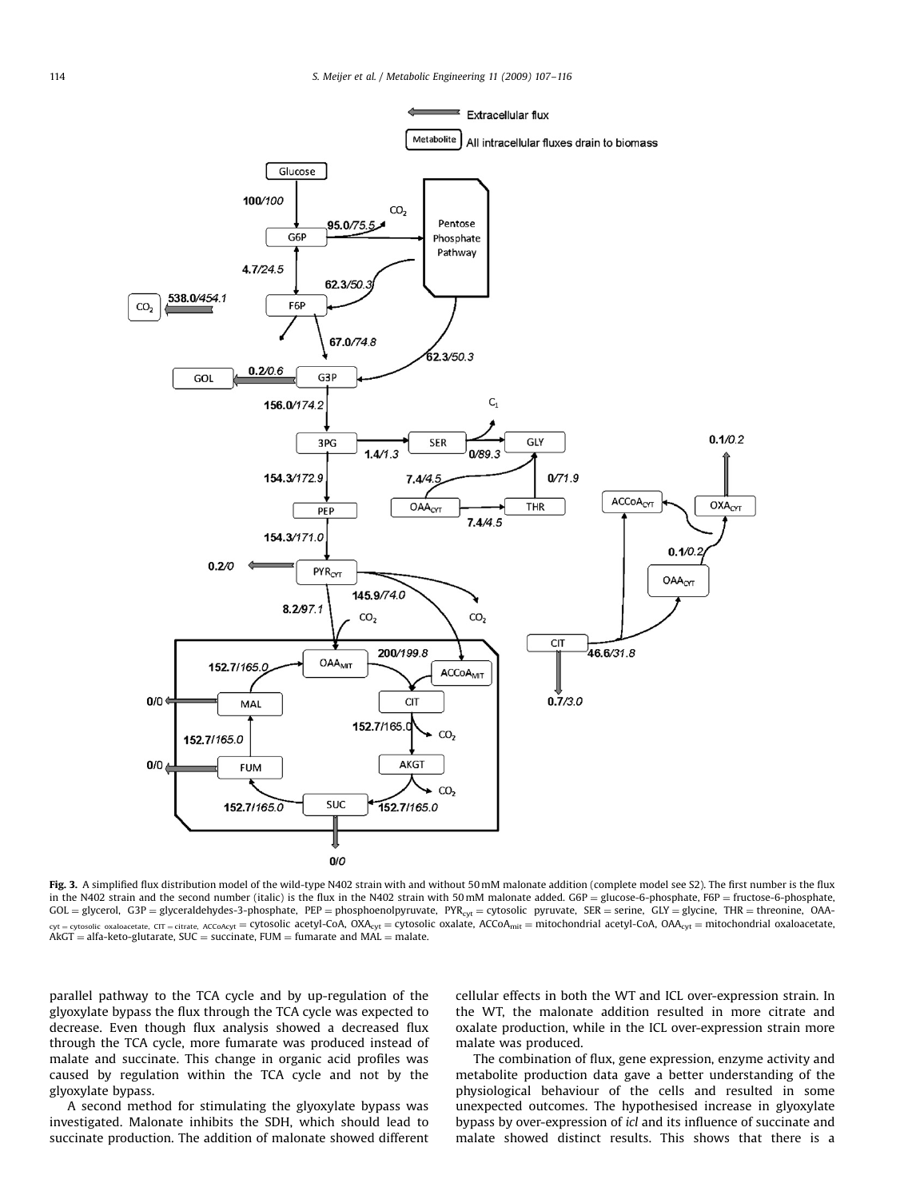Fig. 3. A simplified flux distribution model of the wild-type N402 strain with and without 50 mM malonate addition (complete model see S2). The first number is the flux in the N402 strain and the second number (italic) is the flux in the N402 strain with 50 mM malonate added. G6P = glucose-6-phosphate, F6P = fructose-6-phosphate, GOL = glycerol, G3P = glyceraldehydes-3-phosphate, PEP = phosphoenolpyruvate, $PYR_{cyt}$ = cytosolic pyruvate, SER = serine, GLY = glycine, THR = threonine, $OAA_{cyt}$ = cytosolic oxaloacetate, CIT = citrate, $ACCoA_{cyt}$ = cytosolic acetyl-CoA, $OXA_{cyt}$ = cytosolic oxalate, $ACCoA_{mit}$ = mitochondrial acetyl-CoA, $OAA_{cyt}$ = mitochondrial oxaloacetate, AkGT = alfa-keto-glutarate, SUC = succinate, FUM = fumarate and MAL = malate.

parallel pathway to the TCA cycle and by up-regulation of the glyoxylate bypass the flux through the TCA cycle was expected to decrease. Even though flux analysis showed a decreased flux through the TCA cycle, more fumarate was produced instead of malate and succinate. This change in organic acid profiles was caused by regulation within the TCA cycle and not by the glyoxylate bypass.

A second method for stimulating the glyoxylate bypass was investigated. Malonate inhibits the SDH, which should lead to succinate production. The addition of malonate showed different cellular effects in both the WT and ICL over-expression strain. In the WT, the malonate addition resulted in more citrate and oxalate production, while in the ICL over-expression strain more malate was produced.

The combination of flux, gene expression, enzyme activity and metabolite production data gave a better understanding of the physiological behaviour of the cells and resulted in some unexpected outcomes. The hypothesised increase in glyoxylate bypass by over-expression of *icl* and its influence of succinate and malate showed distinct results. This shows that there is a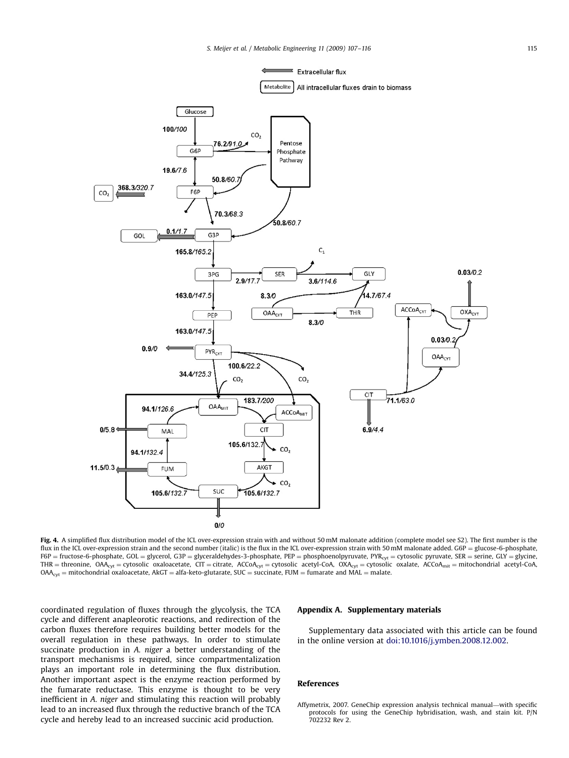Fig. 4. A simplified flux distribution model of the ICL over-expression strain with and without 50 mM malonate addition (complete model see S2). The first number is the flux in the ICL over-expression strain and the second number (italic) is the flux in the ICL over-expression strain with 50 mM malonate added. G6P = glucose-6-phosphate, F6P = fructose-6-phosphate, GOL = glycerol, G3P = glyceraldehydes-3-phosphate, PEP = phosphoenolpyruvate, $PYR_{cyt}$ = cytosolic pyruvate, SER = serine, GLY = glycine, THR = threonine, $OAA_{cyt}$ = cytosolic oxaloacetate, CIT = citrate, $ACCoA_{cyt}$ = cytosolic acetyl-CoA, $OXA_{cyt}$ = cytosolic oxalate, $ACCoA_{mit}$ = mitochondrial acetyl-CoA, $OAA_{cyt}$ = mitochondrial oxaloacetate, AkGT = alfa-keto-glutarate, SUC = succinate, FUM = fumarate and MAL = malate.

coordinated regulation of fluxes through the glycolysis, the TCA cycle and different anapleorotic reactions, and redirection of the carbon fluxes therefore requires building better models for the overall regulation in these pathways. In order to stimulate succinate production in *A. niger* a better understanding of the transport mechanisms is required, since compartmentalization plays an important role in determining the flux distribution. Another important aspect is the enzyme reaction performed by the fumarate reductase. This enzyme is thought to be very inefficient in *A. niger* and stimulating this reaction will probably lead to an increased flux through the reductive branch of the TCA cycle and hereby lead to an increased succinic acid production.

## Appendix A. Supplementary materials

Supplementary data associated with this article can be found in the online version at doi:10.1016/j.ymben.2008.12.002.

## References

Affymetrix, 2007. GeneChip expression analysis technical manual—with specific protocols for using the GeneChip hybridisation, wash, and stain kit. P/N 702232 Rev 2.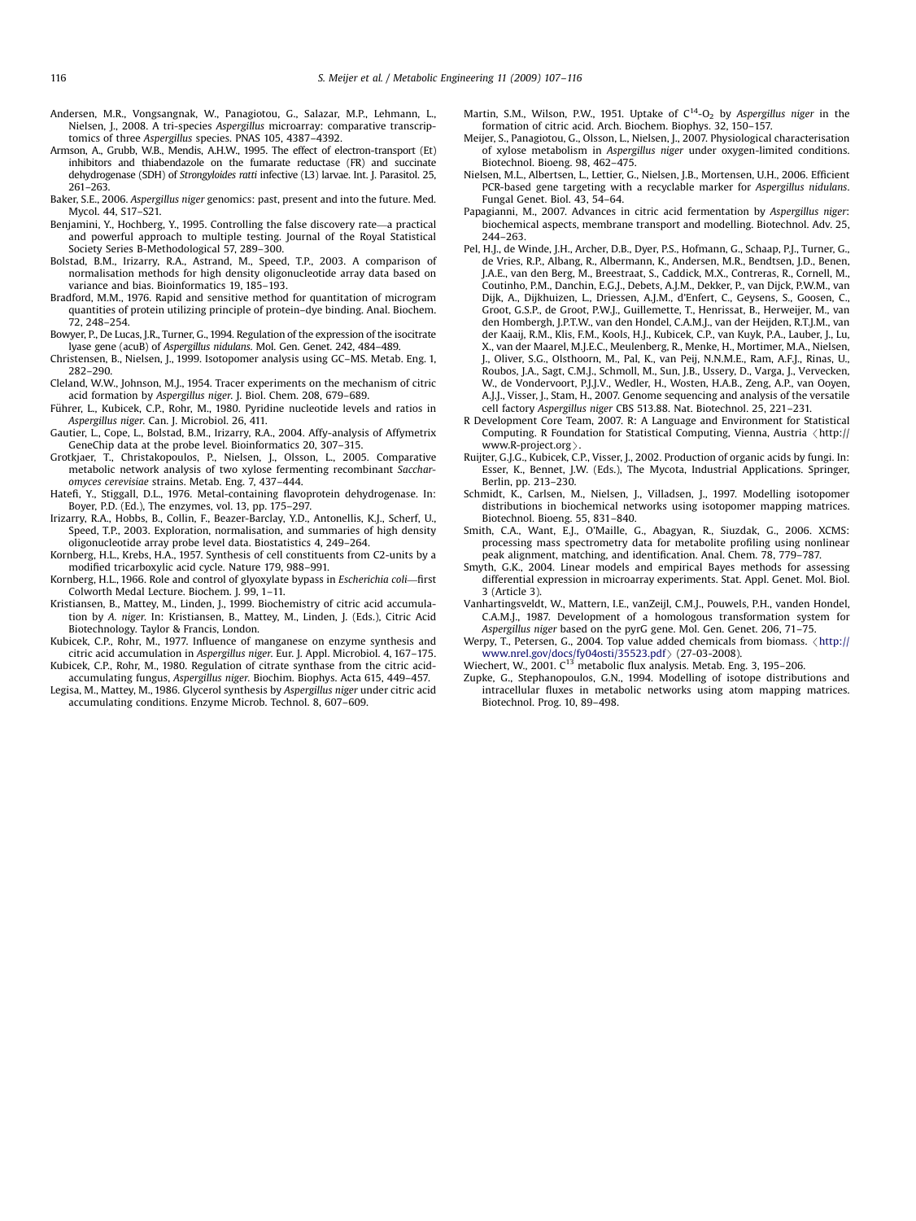Andersen, M.R., Vongsangnak, W., Panagiotou, G., Salazar, M.P., Lehmann, L., Nielsen, J., 2008. A tri-species *Aspergillus* microarray: comparative transcriptomics of three *Aspergillus* species. PNAS 105, 4387–4392.

Armson, A., Grubb, W.B., Mendis, A.H.W., 1995. The effect of electron-transport (Et) inhibitors and thiabendazole on the fumarate reductase (FR) and succinate dehydrogenase (SDH) of *Strongyloides ratti* infective (L3) larvae. Int. J. Parasitol. 25, 261–263.

Baker, S.E., 2006. *Aspergillus niger* genomics: past, present and into the future. Med. Mycol. 44, S17–S21.

Benjamini, Y., Hochberg, Y., 1995. Controlling the false discovery rate—a practical and powerful approach to multiple testing. Journal of the Royal Statistical Society Series B-Methodological 57, 289–300.

Bolstad, B.M., Irizarry, R.A., Astrand, M., Speed, T.P., 2003. A comparison of normalisation methods for high density oligonucleotide array data based on variance and bias. Bioinformatics 19, 185–193.

Bradford, M.M., 1976. Rapid and sensitive method for quantitation of microgram quantities of protein utilizing principle of protein–dye binding. Anal. Biochem. 72, 248–254.

Bowyer, P., De Lucas, J.R., Turner, G., 1994. Regulation of the expression of the isocitrate lyase gene (acuB) of *Aspergillus nidulans*. Mol. Gen. Genet. 242, 484–489.

Christensen, B., Nielsen, J., 1999. Isotopomer analysis using GC–MS. Metab. Eng. 1, 282–290.

Cleland, W.W., Johnson, M.J., 1954. Tracer experiments on the mechanism of citric acid formation by *Aspergillus niger*. J. Biol. Chem. 208, 679–689.

Führer, L., Kubicek, C.P., Rohr, M., 1980. Pyridine nucleotide levels and ratios in *Aspergillus niger*. Can. J. Microbiol. 26, 411.

Gautier, L., Cope, L., Bolstad, B.M., Irizarry, R.A., 2004. Affy-analysis of Affymetrix GeneChip data at the probe level. Bioinformatics 20, 307–315.

Grotkjaer, T., Christakopoulos, P., Nielsen, J., Olsson, L., 2005. Comparative metabolic network analysis of two xylose fermenting recombinant *Saccharomyces cerevisiae* strains. Metab. Eng. 7, 437–444.

Hatefi, Y., Stiggall, D.L., 1976. Metal-containing flavoprotein dehydrogenase. In: Boyer, P.D. (Ed.), The enzymes, vol. 13, pp. 175–297.

Irizarry, R.A., Hobbs, B., Collin, F., Beazer-Barclay, Y.D., Antonellis, K.J., Scherf, U., Speed, T.P., 2003. Exploration, normalisation, and summaries of high density oligonucleotide array probe level data. Biostatistics 4, 249–264.

Kornberg, H.L., Krebs, H.A., 1957. Synthesis of cell constituents from C2-units by a modified tricarboxylic acid cycle. Nature 179, 988–991.

Kornberg, H.L., 1966. Role and control of glyoxylate bypass in *Escherichia coli*—first Colworth Medal Lecture. Biochem. J. 99, 1–11.

Kristiansen, B., Mattey, M., Linden, J., 1999. Biochemistry of citric acid accumulation by *A. niger*. In: Kristiansen, B., Mattey, M., Linden, J. (Eds.), Citric Acid Biotechnology. Taylor & Francis, London.

Kubicek, C.P., Rohr, M., 1977. Influence of manganese on enzyme synthesis and citric acid accumulation in *Aspergillus niger*. Eur. J. Appl. Microbiol. 4, 167–175.

Kubicek, C.P., Rohr, M., 1980. Regulation of citrate synthase from the citric acid-accumulating fungus, *Aspergillus niger*. Biochim. Biophys. Acta 615, 449–457.

Legisa, M., Mattey, M., 1986. Glycerol synthesis by *Aspergillus niger* under citric acid accumulating conditions. Enzyme Microb. Technol. 8, 607–609.

Martin, S.M., Wilson, P.W., 1951. Uptake of $C^{14}$-$O_2$ by *Aspergillus niger* in the formation of citric acid. Arch. Biochem. Biophys. 32, 150–157.

Meijer, S., Panagiotou, G., Olsson, L., Nielsen, J., 2007. Physiological characterisation of xylose metabolism in *Aspergillus niger* under oxygen-limited conditions. Biotechnol. Bioeng. 98, 462–475.

Nielsen, M.L., Albertsen, L., Lettier, G., Nielsen, J.B., Mortensen, U.H., 2006. Efficient PCR-based gene targeting with a recyclable marker for *Aspergillus nidulans*. Fungal Genet. Biol. 43, 54–64.

Papagianni, M., 2007. Advances in citric acid fermentation by *Aspergillus niger*: biochemical aspects, membrane transport and modelling. Biotechnol. Adv. 25, 244–263.

Pel, H.J., de Winde, J.H., Archer, D.B., Dyer, P.S., Hofmann, G., Schaap, P.J., Turner, G., de Vries, R.P., Albang, R., Albermann, K., Andersen, M.R., Bendtsen, J.D., Benen, J.A.E., van den Berg, M., Breestraat, S., Caddick, M.X., Contreras, R., Cornell, M., Coutinho, P.M., Danchin, E.G.J., Debets, A.J.M., Dekker, P., van Dijck, P.W.M., van Dijk, A., Dijkhuizen, L., Driessen, A.J.M., d'Enfert, C., Geysens, S., Goosen, C., Groot, G.S.P., de Groot, P.W.J., Guillemette, T., Henrissat, B., Herweijer, M., van den Hombergh, J.P.T.W., van den Hondel, C.A.M.J., van der Heijden, R.T.J.M., van der Kaaij, R.M., Klis, F.M., Kools, H.J., Kubicek, C.P., van Kuyk, P.A., Lauber, J., Lu, X., van der Maarel, M.J.E.C., Meulenberg, R., Menke, H., Mortimer, M.A., Nielsen, J., Oliver, S.G., Olsthoorn, M., Pal, K., van Peij, N.N.M.E., Ram, A.F.J., Rinas, U., Roubos, J.A., Sagt, C.M.J., Schmoll, M., Sun, J.B., Ussery, D., Varga, J., Vervecken, W., de Vondervoort, P.J.J.V., Wedler, H., Wosten, H.A.B., Zeng, A.P., van Ooyen, A.J.J., Visser, J., Stam, H., 2007. Genome sequencing and analysis of the versatile cell factory *Aspergillus niger* CBS 513.88. Nat. Biotechnol. 25, 221–231.

R Development Core Team, 2007. R: A Language and Environment for Statistical Computing. R Foundation for Statistical Computing, Vienna, Austria 〈http://www.R-project.org〉.

Ruijter, G.J.G., Kubicek, C.P., Visser, J., 2002. Production of organic acids by fungi. In: Esser, K., Bennet, J.W. (Eds.), The Mycota, Industrial Applications. Springer, Berlin, pp. 213–230.

Schmidt, K., Carlsen, M., Nielsen, J., Villadsen, J., 1997. Modelling isotopomer distributions in biochemical networks using isotopomer mapping matrices. Biotechnol. Bioeng. 55, 831–840.

Smith, C.A., Want, E.J., O'Maille, G., Abagyan, R., Siuzdak, G., 2006. XCMS: processing mass spectrometry data for metabolite profiling using nonlinear peak alignment, matching, and identification. Anal. Chem. 78, 779–787.

Smyth, G.K., 2004. Linear models and empirical Bayes methods for assessing differential expression in microarray experiments. Stat. Appl. Genet. Mol. Biol. 3 (Article 3).

Vanhartingsveldt, W., Mattern, I.E., vanZeijl, C.M.J., Pouwels, P.H., vanden Hondel, C.A.M.J., 1987. Development of a homologous transformation system for *Aspergillus niger* based on the pyrG gene. Mol. Gen. Genet. 206, 71–75.

Werpy, T., Petersen, G., 2004. Top value added chemicals from biomass. 〈http://www.nrel.gov/docs/fy04osti/35523.pdf〉 (27-03-2008).

Wiechert, W., 2001. $C^{13}$ metabolic flux analysis. Metab. Eng. 3, 195–206.

Zupke, G., Stephanopoulos, G.N., 1994. Modelling of isotope distributions and intracellular fluxes in metabolic networks using atom mapping matrices. Biotechnol. Prog. 10, 89–498.